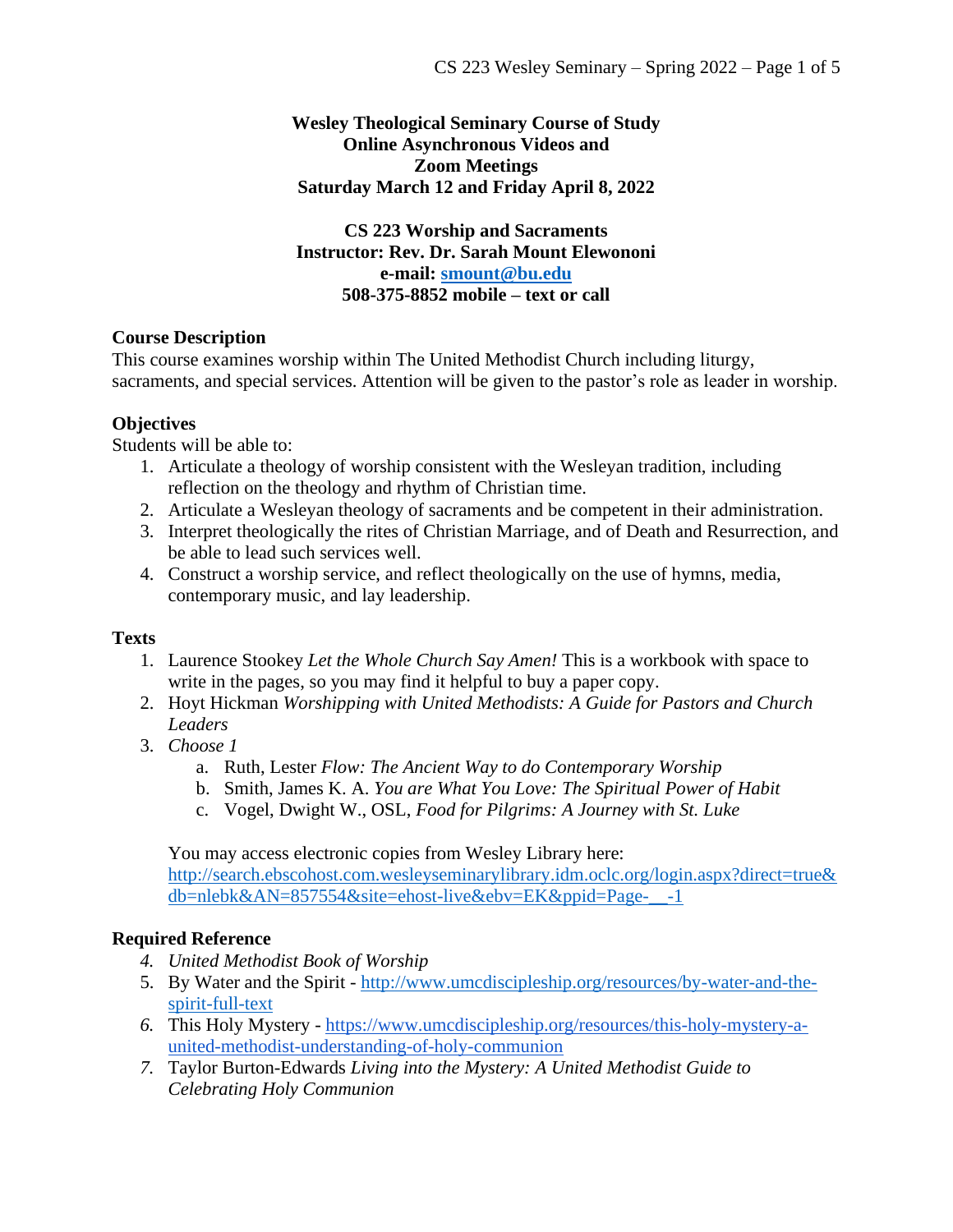**Wesley Theological Seminary Course of Study**
**Online Asynchronous Videos and**
**Zoom Meetings**
**Saturday March 12 and Friday April 8, 2022**

**CS 223 Worship and Sacraments**
**Instructor: Rev. Dr. Sarah Mount Elewononi**
**e-mail: [smount@bu.edu](mailto:smount@bu.edu)**
**508-375-8852 mobile – text or call**

## Course Description

This course examines worship within The United Methodist Church including liturgy, sacraments, and special services. Attention will be given to the pastor's role as leader in worship.

## Objectives

Students will be able to:

1. Articulate a theology of worship consistent with the Wesleyan tradition, including reflection on the theology and rhythm of Christian time.
2. Articulate a Wesleyan theology of sacraments and be competent in their administration.
3. Interpret theologically the rites of Christian Marriage, and of Death and Resurrection, and be able to lead such services well.
4. Construct a worship service, and reflect theologically on the use of hymns, media, contemporary music, and lay leadership.

## Texts

1. Laurence Stookey *Let the Whole Church Say Amen!* This is a workbook with space to write in the pages, so you may find it helpful to buy a paper copy.
2. Hoyt Hickman *Worshipping with United Methodists: A Guide for Pastors and Church Leaders*
3. *Choose 1*
   a. Ruth, Lester *Flow: The Ancient Way to do Contemporary Worship*
   b. Smith, James K. A. *You are What You Love: The Spiritual Power of Habit*
   c. Vogel, Dwight W., OSL, *Food for Pilgrims: A Journey with St. Luke*

   You may access electronic copies from Wesley Library here: [http://search.ebscohost.com.wesleyseminarylibrary.idm.oclc.org/login.aspx?direct=true&db=nlebk&AN=857554&site=ehost-live&ebv=EK&ppid=Page-__-1](http://search.ebscohost.com.wesleyseminarylibrary.idm.oclc.org/login.aspx?direct=true&db=nlebk&AN=857554&site=ehost-live&ebv=EK&ppid=Page-__-1)

## Required Reference

4. *United Methodist Book of Worship*
5. By Water and the Spirit - [http://www.umcdiscipleship.org/resources/by-water-and-the-spirit-full-text](http://www.umcdiscipleship.org/resources/by-water-and-the-spirit-full-text)
6. This Holy Mystery - [https://www.umcdiscipleship.org/resources/this-holy-mystery-a-united-methodist-understanding-of-holy-communion](https://www.umcdiscipleship.org/resources/this-holy-mystery-a-united-methodist-understanding-of-holy-communion)
7. Taylor Burton-Edwards *Living into the Mystery: A United Methodist Guide to Celebrating Holy Communion*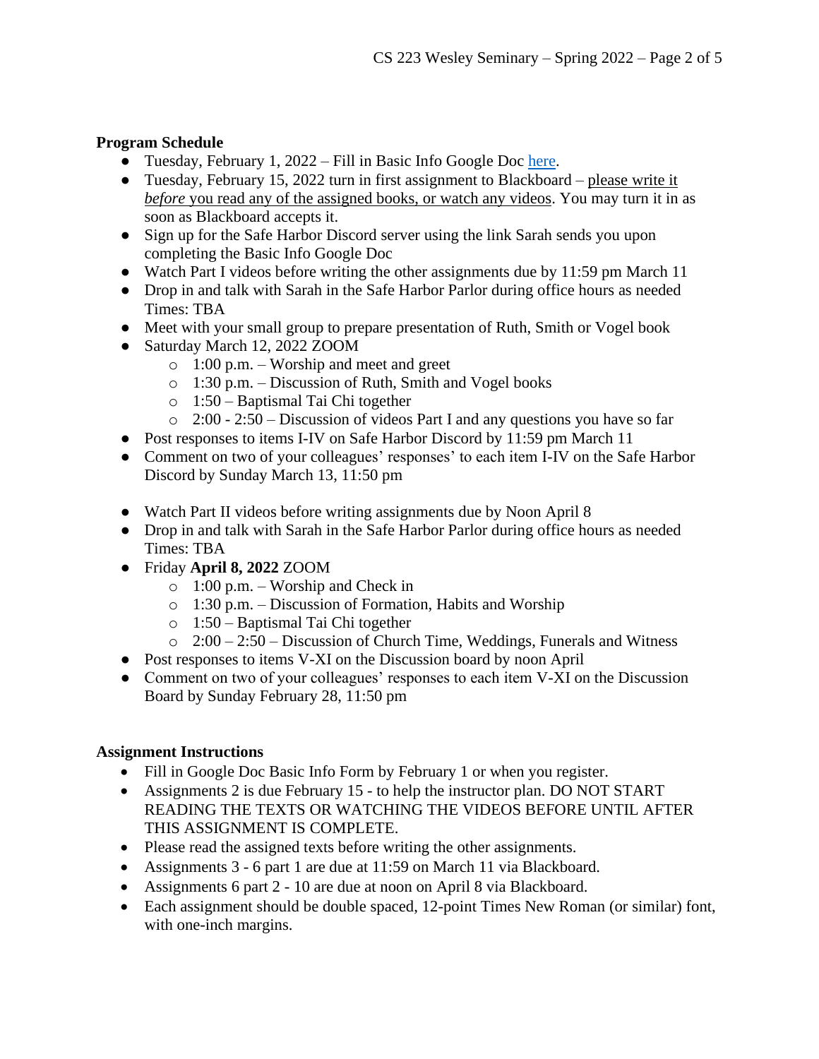**Program Schedule**

- Tuesday, February 1, 2022 – Fill in Basic Info Google Doc here.
- Tuesday, February 15, 2022 turn in first assignment to Blackboard – please write it *before* you read any of the assigned books, or watch any videos. You may turn it in as soon as Blackboard accepts it.
- Sign up for the Safe Harbor Discord server using the link Sarah sends you upon completing the Basic Info Google Doc
- Watch Part I videos before writing the other assignments due by 11:59 pm March 11
- Drop in and talk with Sarah in the Safe Harbor Parlor during office hours as needed Times: TBA
- Meet with your small group to prepare presentation of Ruth, Smith or Vogel book
- Saturday March 12, 2022 ZOOM
    - 1:00 p.m. – Worship and meet and greet
    - 1:30 p.m. – Discussion of Ruth, Smith and Vogel books
    - 1:50 – Baptismal Tai Chi together
    - 2:00 - 2:50 – Discussion of videos Part I and any questions you have so far
- Post responses to items I-IV on Safe Harbor Discord by 11:59 pm March 11
- Comment on two of your colleagues' responses' to each item I-IV on the Safe Harbor Discord by Sunday March 13, 11:50 pm

- Watch Part II videos before writing assignments due by Noon April 8
- Drop in and talk with Sarah in the Safe Harbor Parlor during office hours as needed Times: TBA
- Friday **April 8, 2022** ZOOM
    - 1:00 p.m. – Worship and Check in
    - 1:30 p.m. – Discussion of Formation, Habits and Worship
    - 1:50 – Baptismal Tai Chi together
    - 2:00 – 2:50 – Discussion of Church Time, Weddings, Funerals and Witness
- Post responses to items V-XI on the Discussion board by noon April
- Comment on two of your colleagues' responses to each item V-XI on the Discussion Board by Sunday February 28, 11:50 pm

**Assignment Instructions**

- Fill in Google Doc Basic Info Form by February 1 or when you register.
- Assignments 2 is due February 15 - to help the instructor plan. DO NOT START READING THE TEXTS OR WATCHING THE VIDEOS BEFORE UNTIL AFTER THIS ASSIGNMENT IS COMPLETE.
- Please read the assigned texts before writing the other assignments.
- Assignments 3 - 6 part 1 are due at 11:59 on March 11 via Blackboard.
- Assignments 6 part 2 - 10 are due at noon on April 8 via Blackboard.
- Each assignment should be double spaced, 12-point Times New Roman (or similar) font, with one-inch margins.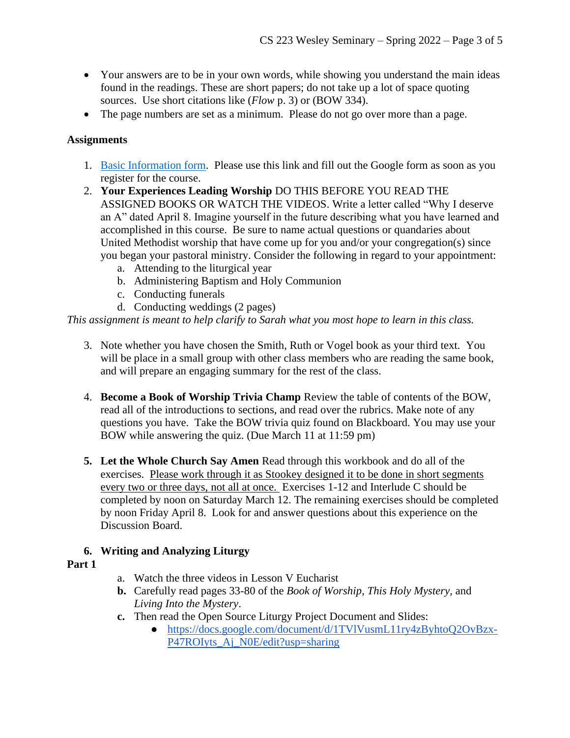- Your answers are to be in your own words, while showing you understand the main ideas found in the readings. These are short papers; do not take up a lot of space quoting sources. Use short citations like (*Flow* p. 3) or (BOW 334).
- The page numbers are set as a minimum. Please do not go over more than a page.

**Assignments**

1. [Basic Information form](). Please use this link and fill out the Google form as soon as you register for the course.
2. **Your Experiences Leading Worship** DO THIS BEFORE YOU READ THE ASSIGNED BOOKS OR WATCH THE VIDEOS. Write a letter called "Why I deserve an A" dated April 8. Imagine yourself in the future describing what you have learned and accomplished in this course. Be sure to name actual questions or quandaries about United Methodist worship that have come up for you and/or your congregation(s) since you began your pastoral ministry. Consider the following in regard to your appointment:
   a. Attending to the liturgical year
   b. Administering Baptism and Holy Communion
   c. Conducting funerals
   d. Conducting weddings (2 pages)

*This assignment is meant to help clarify to Sarah what you most hope to learn in this class.*

3. Note whether you have chosen the Smith, Ruth or Vogel book as your third text. You will be place in a small group with other class members who are reading the same book, and will prepare an engaging summary for the rest of the class.

4. **Become a Book of Worship Trivia Champ** Review the table of contents of the BOW, read all of the introductions to sections, and read over the rubrics. Make note of any questions you have. Take the BOW trivia quiz found on Blackboard. You may use your BOW while answering the quiz. (Due March 11 at 11:59 pm)

5. **Let the Whole Church Say Amen** Read through this workbook and do all of the exercises. <u>Please work through it as Stookey designed it to be done in short segments every two or three days, not all at once.</u> Exercises 1-12 and Interlude C should be completed by noon on Saturday March 12. The remaining exercises should be completed by noon Friday April 8. Look for and answer questions about this experience on the Discussion Board.

6. **Writing and Analyzing Liturgy**

**Part 1**

   a. Watch the three videos in Lesson V Eucharist
   **b.** Carefully read pages 33-80 of the *Book of Worship*, *This Holy Mystery,* and *Living Into the Mystery*.
   **c.** Then read the Open Source Liturgy Project Document and Slides:
      - https://docs.google.com/document/d/1TVlVusmL11ry4zByhtoQ2OvBzx-P47ROIyts_Aj_N0E/edit?usp=sharing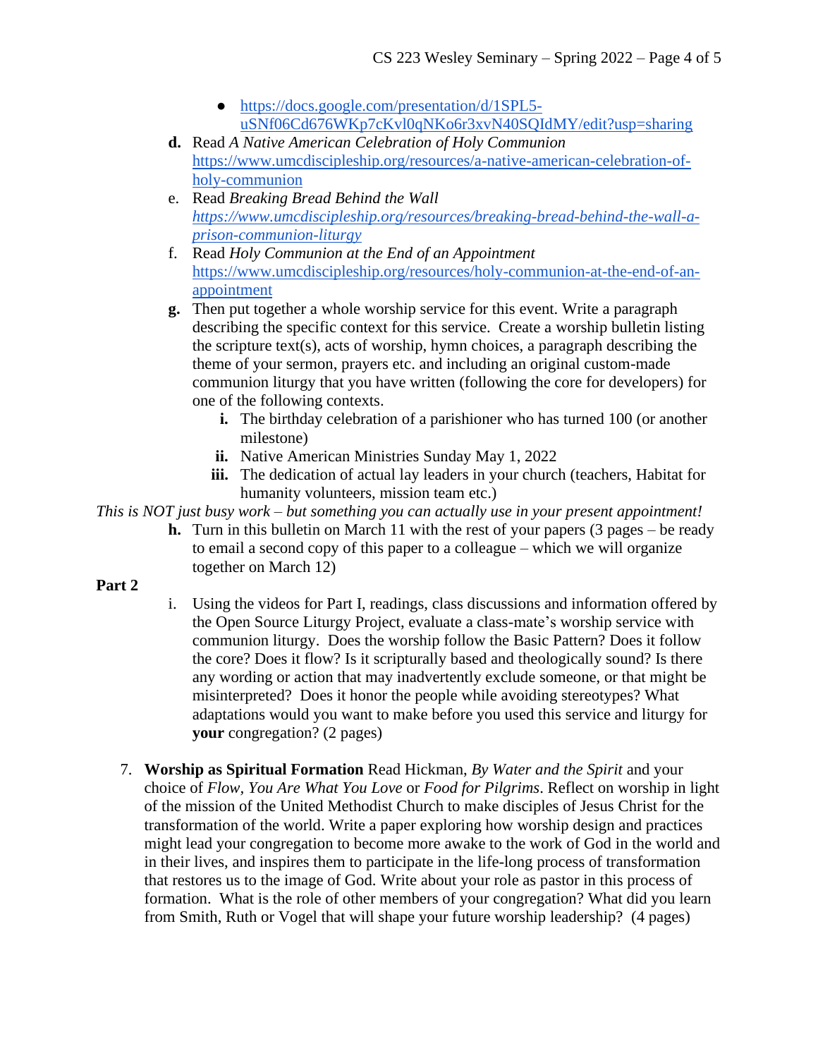- https://docs.google.com/presentation/d/1SPL5-uSNf06Cd676WKp7cKvl0qNKo6r3xvN40SQIdMY/edit?usp=sharing

**d.** Read *A Native American Celebration of Holy Communion* https://www.umcdiscipleship.org/resources/a-native-american-celebration-of-holy-communion

e. Read *Breaking Bread Behind the Wall* *https://www.umcdiscipleship.org/resources/breaking-bread-behind-the-wall-a-prison-communion-liturgy*

f. Read *Holy Communion at the End of an Appointment* https://www.umcdiscipleship.org/resources/holy-communion-at-the-end-of-an-appointment

**g.** Then put together a whole worship service for this event. Write a paragraph describing the specific context for this service. Create a worship bulletin listing the scripture text(s), acts of worship, hymn choices, a paragraph describing the theme of your sermon, prayers etc. and including an original custom-made communion liturgy that you have written (following the core for developers) for one of the following contexts.

   **i.** The birthday celebration of a parishioner who has turned 100 (or another milestone)

   **ii.** Native American Ministries Sunday May 1, 2022

   **iii.** The dedication of actual lay leaders in your church (teachers, Habitat for humanity volunteers, mission team etc.)

*This is NOT just busy work – but something you can actually use in your present appointment!*

**h.** Turn in this bulletin on March 11 with the rest of your papers (3 pages – be ready to email a second copy of this paper to a colleague – which we will organize together on March 12)

**Part 2**

i. Using the videos for Part I, readings, class discussions and information offered by the Open Source Liturgy Project, evaluate a class-mate's worship service with communion liturgy. Does the worship follow the Basic Pattern? Does it follow the core? Does it flow? Is it scripturally based and theologically sound? Is there any wording or action that may inadvertently exclude someone, or that might be misinterpreted? Does it honor the people while avoiding stereotypes? What adaptations would you want to make before you used this service and liturgy for **your** congregation? (2 pages)

7. **Worship as Spiritual Formation** Read Hickman, *By Water and the Spirit* and your choice of *Flow, You Are What You Love* or *Food for Pilgrims*. Reflect on worship in light of the mission of the United Methodist Church to make disciples of Jesus Christ for the transformation of the world. Write a paper exploring how worship design and practices might lead your congregation to become more awake to the work of God in the world and in their lives, and inspires them to participate in the life-long process of transformation that restores us to the image of God. Write about your role as pastor in this process of formation. What is the role of other members of your congregation? What did you learn from Smith, Ruth or Vogel that will shape your future worship leadership? (4 pages)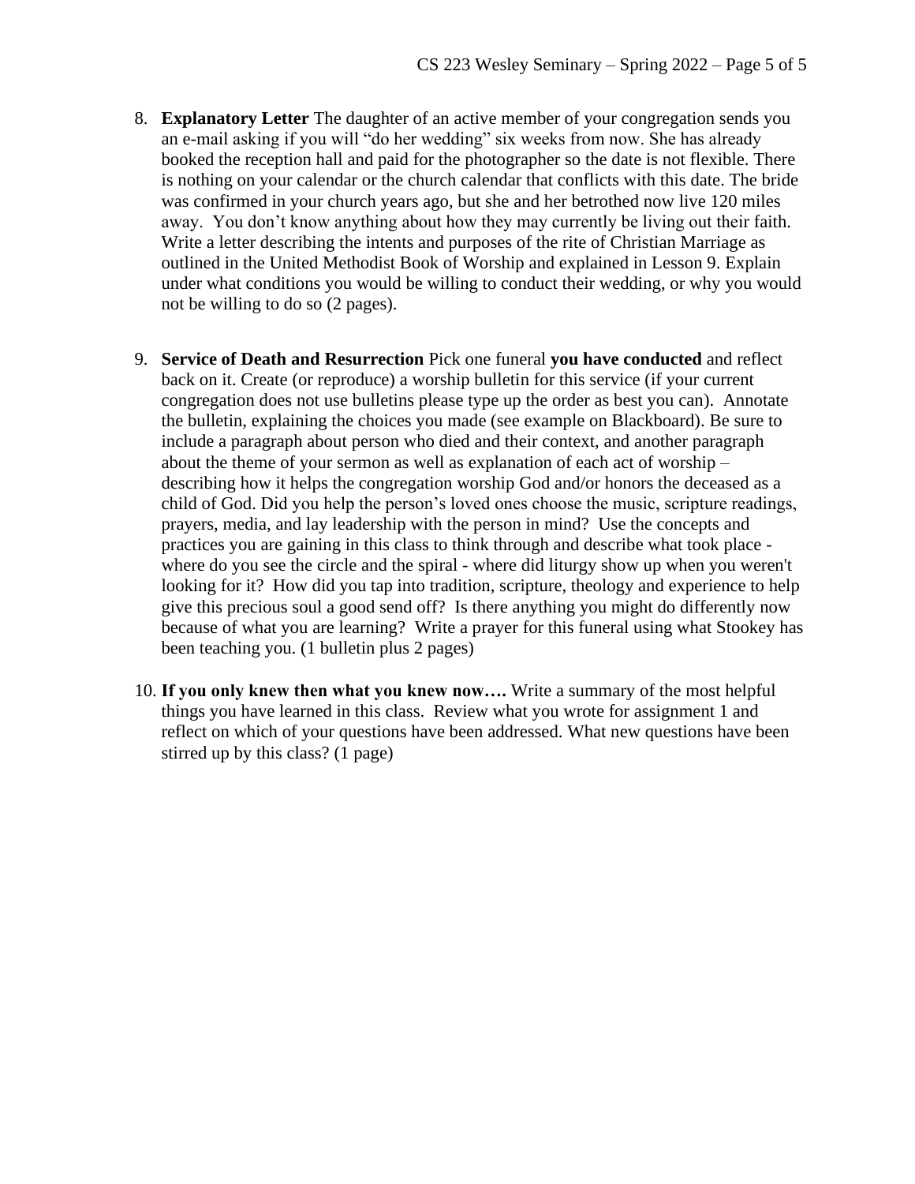8. **Explanatory Letter** The daughter of an active member of your congregation sends you an e-mail asking if you will "do her wedding" six weeks from now. She has already booked the reception hall and paid for the photographer so the date is not flexible. There is nothing on your calendar or the church calendar that conflicts with this date. The bride was confirmed in your church years ago, but she and her betrothed now live 120 miles away. You don't know anything about how they may currently be living out their faith. Write a letter describing the intents and purposes of the rite of Christian Marriage as outlined in the United Methodist Book of Worship and explained in Lesson 9. Explain under what conditions you would be willing to conduct their wedding, or why you would not be willing to do so (2 pages).

9. **Service of Death and Resurrection** Pick one funeral **you have conducted** and reflect back on it. Create (or reproduce) a worship bulletin for this service (if your current congregation does not use bulletins please type up the order as best you can). Annotate the bulletin, explaining the choices you made (see example on Blackboard). Be sure to include a paragraph about person who died and their context, and another paragraph about the theme of your sermon as well as explanation of each act of worship – describing how it helps the congregation worship God and/or honors the deceased as a child of God. Did you help the person's loved ones choose the music, scripture readings, prayers, media, and lay leadership with the person in mind? Use the concepts and practices you are gaining in this class to think through and describe what took place - where do you see the circle and the spiral - where did liturgy show up when you weren't looking for it? How did you tap into tradition, scripture, theology and experience to help give this precious soul a good send off? Is there anything you might do differently now because of what you are learning? Write a prayer for this funeral using what Stookey has been teaching you. (1 bulletin plus 2 pages)

10. **If you only knew then what you knew now….** Write a summary of the most helpful things you have learned in this class. Review what you wrote for assignment 1 and reflect on which of your questions have been addressed. What new questions have been stirred up by this class? (1 page)